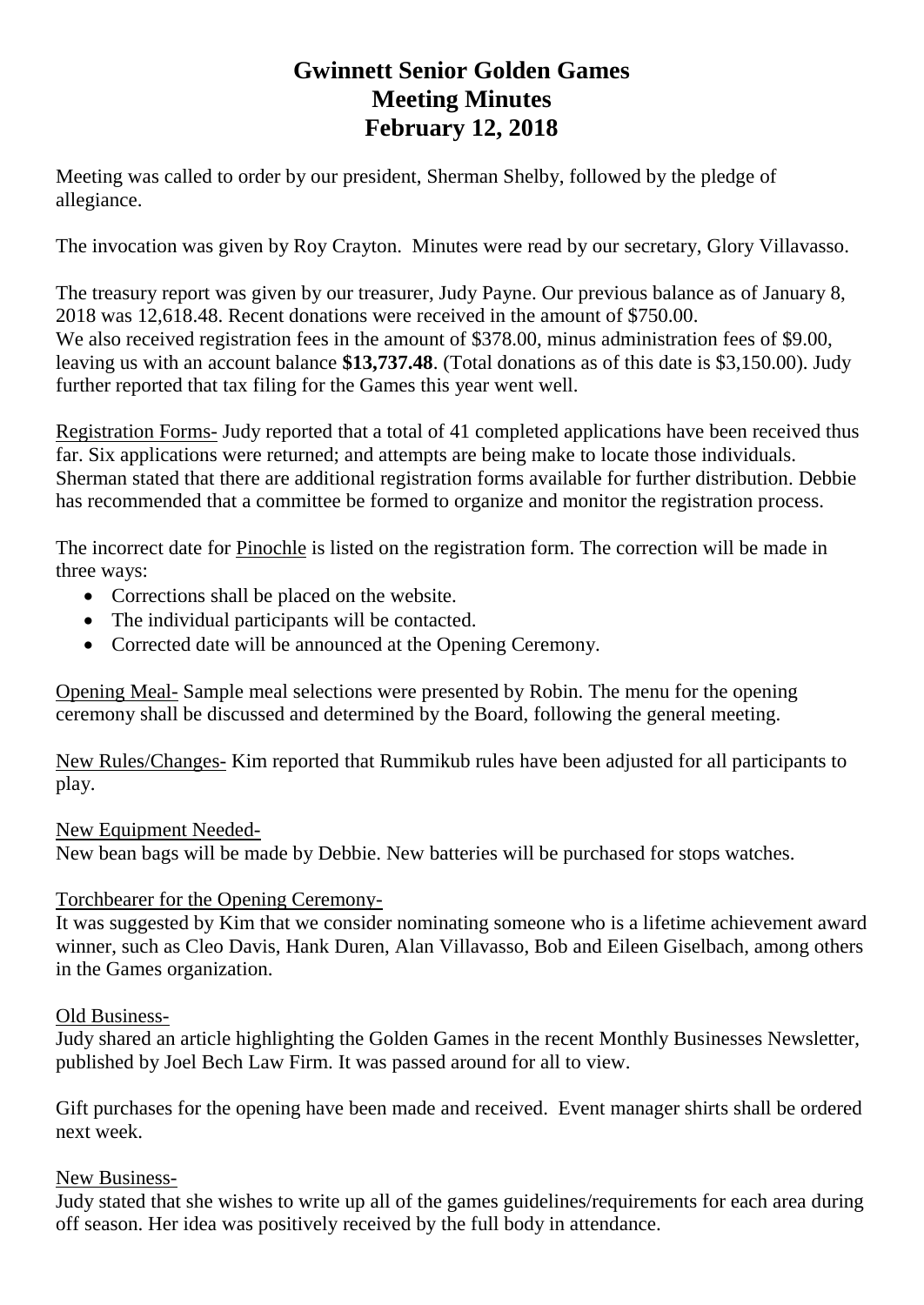# Gwinnett Senior Golden Games
# Meeting Minutes
# February 12, 2018

Meeting was called to order by our president, Sherman Shelby, followed by the pledge of allegiance.

The invocation was given by Roy Crayton. Minutes were read by our secretary, Glory Villavasso.

The treasury report was given by our treasurer, Judy Payne. Our previous balance as of January 8, 2018 was 12,618.48. Recent donations were received in the amount of $750.00.
We also received registration fees in the amount of $378.00, minus administration fees of $9.00, leaving us with an account balance **$13,737.48**. (Total donations as of this date is $3,150.00). Judy further reported that tax filing for the Games this year went well.

Registration Forms- Judy reported that a total of 41 completed applications have been received thus far. Six applications were returned; and attempts are being make to locate those individuals. Sherman stated that there are additional registration forms available for further distribution. Debbie has recommended that a committee be formed to organize and monitor the registration process.

The incorrect date for Pinochle is listed on the registration form. The correction will be made in three ways:

- Corrections shall be placed on the website.
- The individual participants will be contacted.
- Corrected date will be announced at the Opening Ceremony.

Opening Meal- Sample meal selections were presented by Robin. The menu for the opening ceremony shall be discussed and determined by the Board, following the general meeting.

New Rules/Changes- Kim reported that Rummikub rules have been adjusted for all participants to play.

New Equipment Needed-

New bean bags will be made by Debbie. New batteries will be purchased for stops watches.

Torchbearer for the Opening Ceremony-

It was suggested by Kim that we consider nominating someone who is a lifetime achievement award winner, such as Cleo Davis, Hank Duren, Alan Villavasso, Bob and Eileen Giselbach, among others in the Games organization.

Old Business-

Judy shared an article highlighting the Golden Games in the recent Monthly Businesses Newsletter, published by Joel Bech Law Firm. It was passed around for all to view.

Gift purchases for the opening have been made and received. Event manager shirts shall be ordered next week.

New Business-

Judy stated that she wishes to write up all of the games guidelines/requirements for each area during off season. Her idea was positively received by the full body in attendance.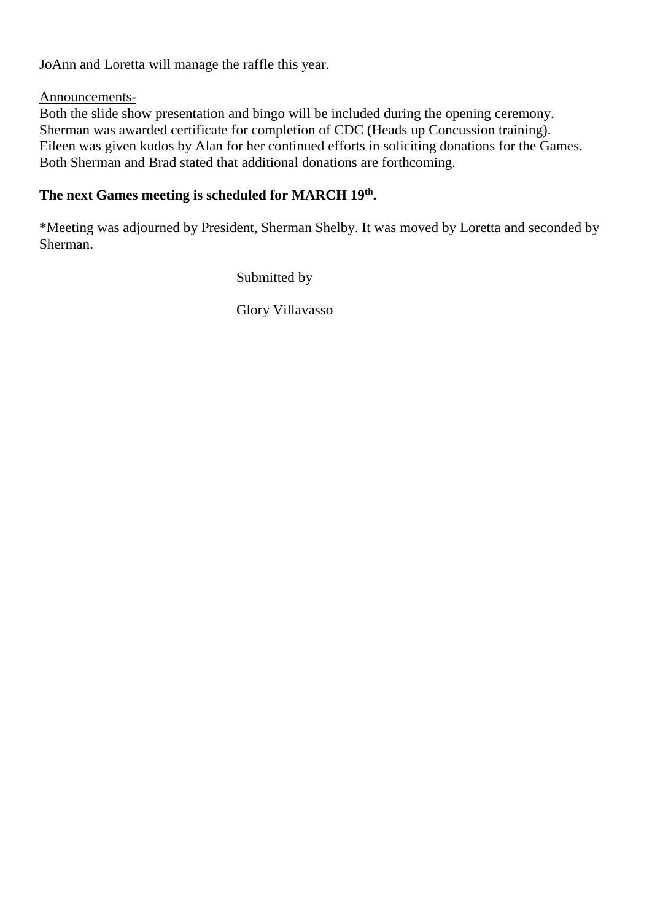JoAnn and Loretta will manage the raffle this year.

Announcements-

Both the slide show presentation and bingo will be included during the opening ceremony.
Sherman was awarded certificate for completion of CDC (Heads up Concussion training).
Eileen was given kudos by Alan for her continued efforts in soliciting donations for the Games.
Both Sherman and Brad stated that additional donations are forthcoming.

**The next Games meeting is scheduled for MARCH 19th.**

*Meeting was adjourned by President, Sherman Shelby. It was moved by Loretta and seconded by Sherman.

Submitted by

Glory Villavasso